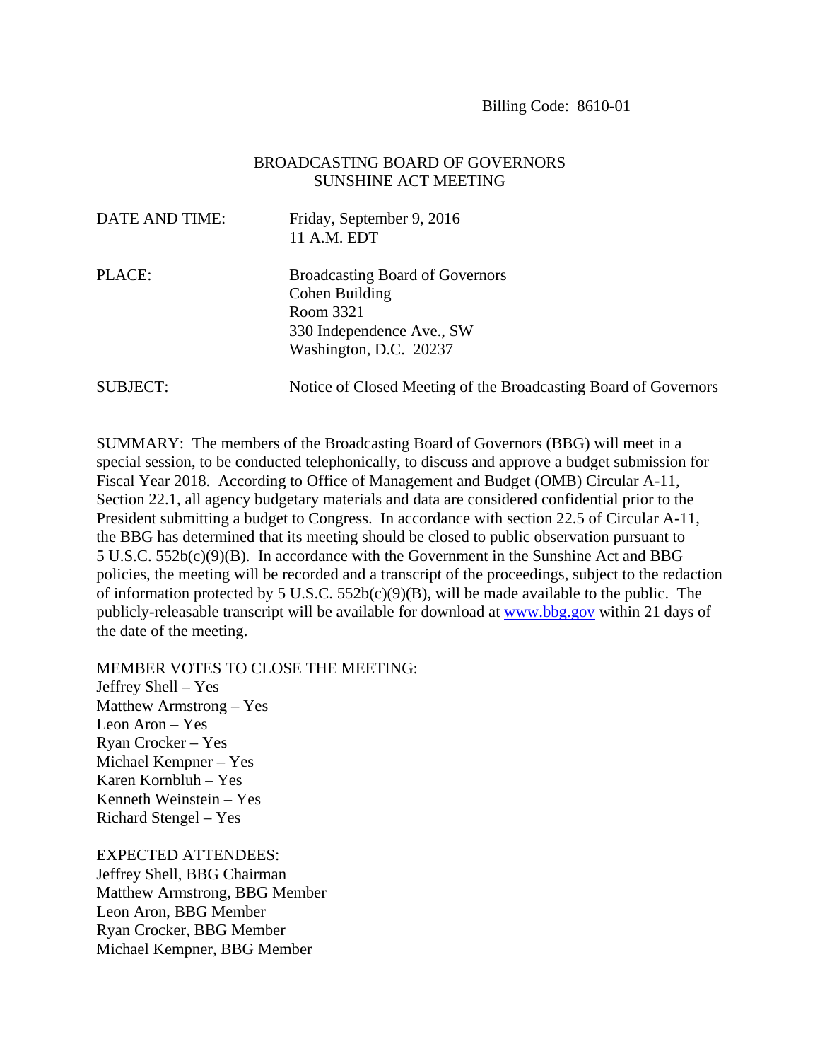Billing Code: 8610-01

BROADCASTING BOARD OF GOVERNORS
SUNSHINE ACT MEETING

DATE AND TIME: Friday, September 9, 2016
11 A.M. EDT

PLACE: Broadcasting Board of Governors
Cohen Building
Room 3321
330 Independence Ave., SW
Washington, D.C. 20237

SUBJECT: Notice of Closed Meeting of the Broadcasting Board of Governors

SUMMARY: The members of the Broadcasting Board of Governors (BBG) will meet in a special session, to be conducted telephonically, to discuss and approve a budget submission for Fiscal Year 2018. According to Office of Management and Budget (OMB) Circular A-11, Section 22.1, all agency budgetary materials and data are considered confidential prior to the President submitting a budget to Congress. In accordance with section 22.5 of Circular A-11, the BBG has determined that its meeting should be closed to public observation pursuant to 5 U.S.C. 552b(c)(9)(B). In accordance with the Government in the Sunshine Act and BBG policies, the meeting will be recorded and a transcript of the proceedings, subject to the redaction of information protected by 5 U.S.C. 552b(c)(9)(B), will be made available to the public. The publicly-releasable transcript will be available for download at www.bbg.gov within 21 days of the date of the meeting.

MEMBER VOTES TO CLOSE THE MEETING:
Jeffrey Shell – Yes
Matthew Armstrong – Yes
Leon Aron – Yes
Ryan Crocker – Yes
Michael Kempner – Yes
Karen Kornbluh – Yes
Kenneth Weinstein – Yes
Richard Stengel – Yes

EXPECTED ATTENDEES:
Jeffrey Shell, BBG Chairman
Matthew Armstrong, BBG Member
Leon Aron, BBG Member
Ryan Crocker, BBG Member
Michael Kempner, BBG Member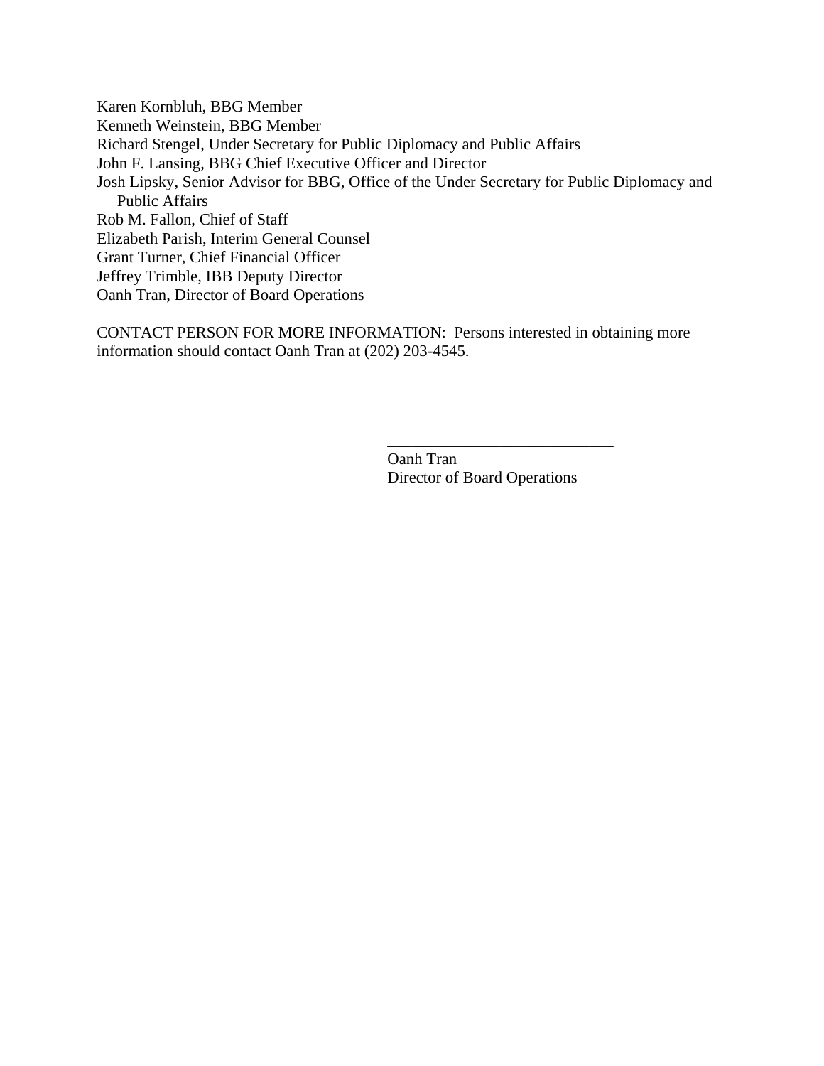Karen Kornbluh, BBG Member
Kenneth Weinstein, BBG Member
Richard Stengel, Under Secretary for Public Diplomacy and Public Affairs
John F. Lansing, BBG Chief Executive Officer and Director
Josh Lipsky, Senior Advisor for BBG, Office of the Under Secretary for Public Diplomacy and Public Affairs
Rob M. Fallon, Chief of Staff
Elizabeth Parish, Interim General Counsel
Grant Turner, Chief Financial Officer
Jeffrey Trimble, IBB Deputy Director
Oanh Tran, Director of Board Operations

CONTACT PERSON FOR MORE INFORMATION: Persons interested in obtaining more information should contact Oanh Tran at (202) 203-4545.

\_\_\_\_\_\_\_\_\_\_\_\_\_\_\_\_\_\_\_\_\_\_\_\_\_\_\_\_

Oanh Tran
Director of Board Operations